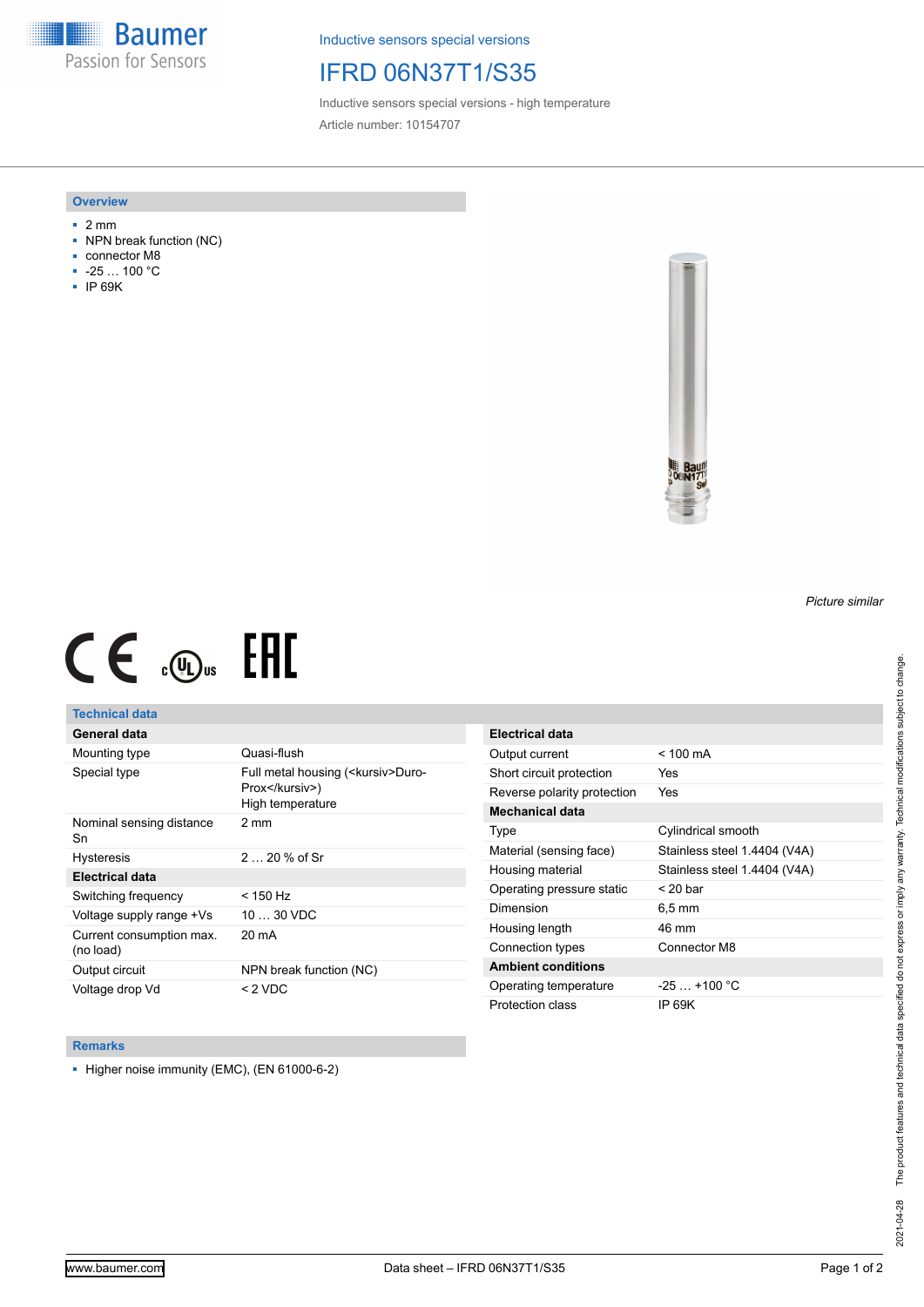Inductive sensors special versions

# IFRD 06N37T1/S35

Inductive sensors special versions - high temperature

Article number: 10154707

## Overview

- 2 mm
- NPN break function (NC)
- connector M8
- -25 … 100 °C
- IP 69K

*Picture similar*

## Technical data

| General data | |
|---|---|
| Mounting type | Quasi-flush |
| Special type | Full metal housing (<kursiv>Duro-Prox</kursiv>)<br>High temperature |
| Nominal sensing distance Sn | 2 mm |
| Hysteresis | 2 … 20 % of Sr |
| **Electrical data** | |
| Switching frequency | < 150 Hz |
| Voltage supply range +Vs | 10 … 30 VDC |
| Current consumption max. (no load) | 20 mA |
| Output circuit | NPN break function (NC) |
| Voltage drop Vd | < 2 VDC |

| Electrical data | |
|---|---|
| Output current | < 100 mA |
| Short circuit protection | Yes |
| Reverse polarity protection | Yes |
| **Mechanical data** | |
| Type | Cylindrical smooth |
| Material (sensing face) | Stainless steel 1.4404 (V4A) |
| Housing material | Stainless steel 1.4404 (V4A) |
| Operating pressure static | < 20 bar |
| Dimension | 6,5 mm |
| Housing length | 46 mm |
| Connection types | Connector M8 |
| **Ambient conditions** | |
| Operating temperature | -25 … +100 °C |
| Protection class | IP 69K |

## Remarks

- Higher noise immunity (EMC), (EN 61000-6-2)

2021-04-28 The product features and technical data specified do not express or imply any warranty. Technical modifications subject to change.

www.baumer.com Data sheet – IFRD 06N37T1/S35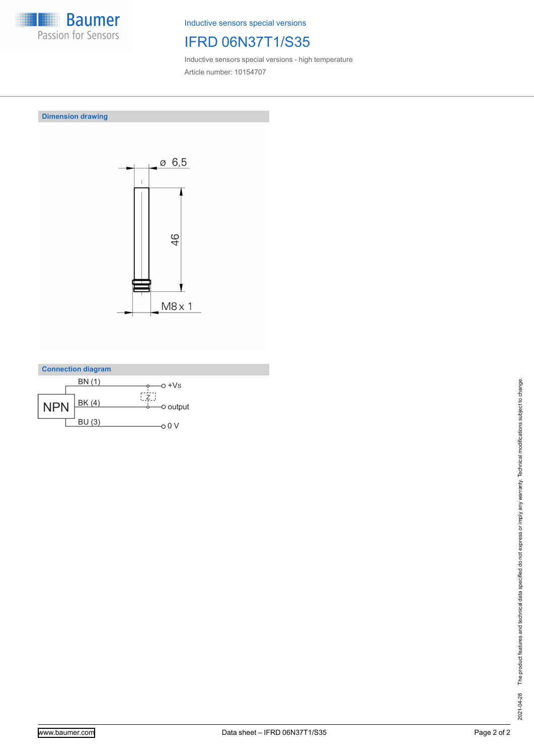Inductive sensors special versions

# IFRD 06N37T1/S35

Inductive sensors special versions - high temperature

Article number: 10154707

## Dimension drawing

ø 6,5

46

M8 x 1

## Connection diagram

NPN

BN (1) +Vs

BK (4) output

Z

BU (3) 0 V

2021-04-28 The product features and technical data specified do not express or imply any warranty. Technical modifications subject to change.

www.baumer.com

Data sheet – IFRD 06N37T1/S35